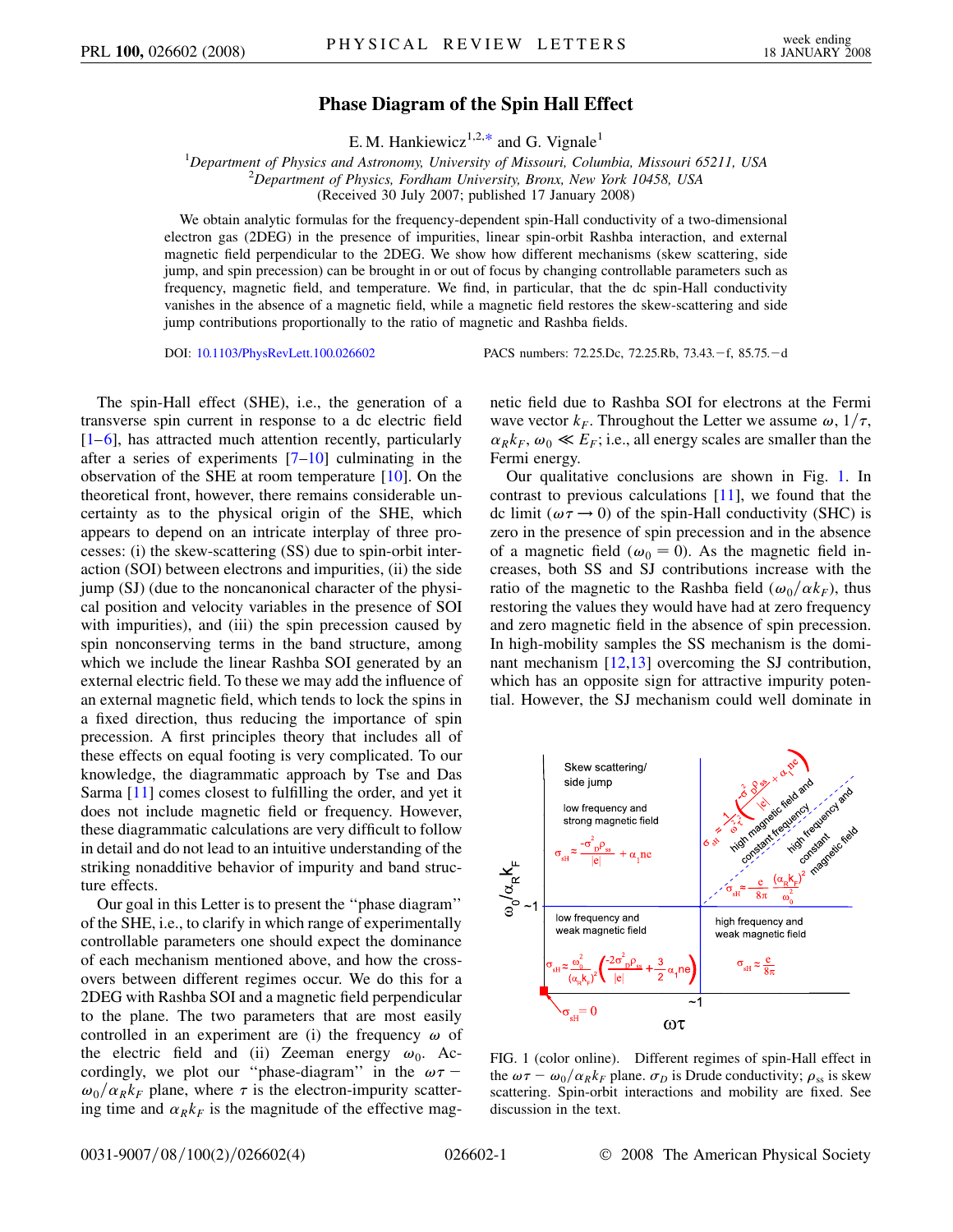# Phase Diagram of the Spin Hall Effect

E. M. Hankiewicz[1,2,*] and G. Vignale[1]

[1]Department of Physics and Astronomy, University of Missouri, Columbia, Missouri 65211, USA
[2]Department of Physics, Fordham University, Bronx, New York 10458, USA
(Received 30 July 2007; published 17 January 2008)

We obtain analytic formulas for the frequency-dependent spin-Hall conductivity of a two-dimensional electron gas (2DEG) in the presence of impurities, linear spin-orbit Rashba interaction, and external magnetic field perpendicular to the 2DEG. We show how different mechanisms (skew scattering, side jump, and spin precession) can be brought in or out of focus by changing controllable parameters such as frequency, magnetic field, and temperature. We find, in particular, that the dc spin-Hall conductivity vanishes in the absence of a magnetic field, while a magnetic field restores the skew-scattering and side jump contributions proportionally to the ratio of magnetic and Rashba fields.

DOI: 10.1103/PhysRevLett.100.026602 PACS numbers: 72.25.Dc, 72.25.Rb, 73.43.−f, 85.75.−d

The spin-Hall effect (SHE), i.e., the generation of a transverse spin current in response to a dc electric field [1–6], has attracted much attention recently, particularly after a series of experiments [7–10] culminating in the observation of the SHE at room temperature [10]. On the theoretical front, however, there remains considerable uncertainty as to the physical origin of the SHE, which appears to depend on an intricate interplay of three processes: (i) the skew-scattering (SS) due to spin-orbit interaction (SOI) between electrons and impurities, (ii) the side jump (SJ) (due to the noncanonical character of the physical position and velocity variables in the presence of SOI with impurities), and (iii) the spin precession caused by spin nonconserving terms in the band structure, among which we include the linear Rashba SOI generated by an external electric field. To these we may add the influence of an external magnetic field, which tends to lock the spins in a fixed direction, thus reducing the importance of spin precession. A first principles theory that includes all of these effects on equal footing is very complicated. To our knowledge, the diagrammatic approach by Tse and Das Sarma [11] comes closest to fulfilling the order, and yet it does not include magnetic field or frequency. However, these diagrammatic calculations are very difficult to follow in detail and do not lead to an intuitive understanding of the striking nonadditive behavior of impurity and band structure effects.

Our goal in this Letter is to present the "phase diagram" of the SHE, i.e., to clarify in which range of experimentally controllable parameters one should expect the dominance of each mechanism mentioned above, and how the crossovers between different regimes occur. We do this for a 2DEG with Rashba SOI and a magnetic field perpendicular to the plane. The two parameters that are most easily controlled in an experiment are (i) the frequency $\omega$ of the electric field and (ii) Zeeman energy $\omega_0$. Accordingly, we plot our "phase-diagram" in the $\omega\tau - \omega_0/\alpha_R k_F$ plane, where $\tau$ is the electron-impurity scattering time and $\alpha_R k_F$ is the magnitude of the effective magnetic field due to Rashba SOI for electrons at the Fermi wave vector $k_F$. Throughout the Letter we assume $\omega$, $1/\tau$, $\alpha_R k_F$, $\omega_0 \ll E_F$; i.e., all energy scales are smaller than the Fermi energy.

Our qualitative conclusions are shown in Fig. 1. In contrast to previous calculations [11], we found that the dc limit ($\omega\tau \to 0$) of the spin-Hall conductivity (SHC) is zero in the presence of spin precession and in the absence of a magnetic field ($\omega_0 = 0$). As the magnetic field increases, both SS and SJ contributions increase with the ratio of the magnetic to the Rashba field ($\omega_0/\alpha k_F$), thus restoring the values they would have had at zero frequency and zero magnetic field in the absence of spin precession. In high-mobility samples the SS mechanism is the dominant mechanism [12,13] overcoming the SJ contribution, which has an opposite sign for attractive impurity potential. However, the SJ mechanism could well dominate in

FIG. 1 (color online). Different regimes of spin-Hall effect in the $\omega\tau - \omega_0/\alpha_R k_F$ plane. $\sigma_D$ is Drude conductivity; $\rho_{ss}$ is skew scattering. Spin-orbit interactions and mobility are fixed. See discussion in the text.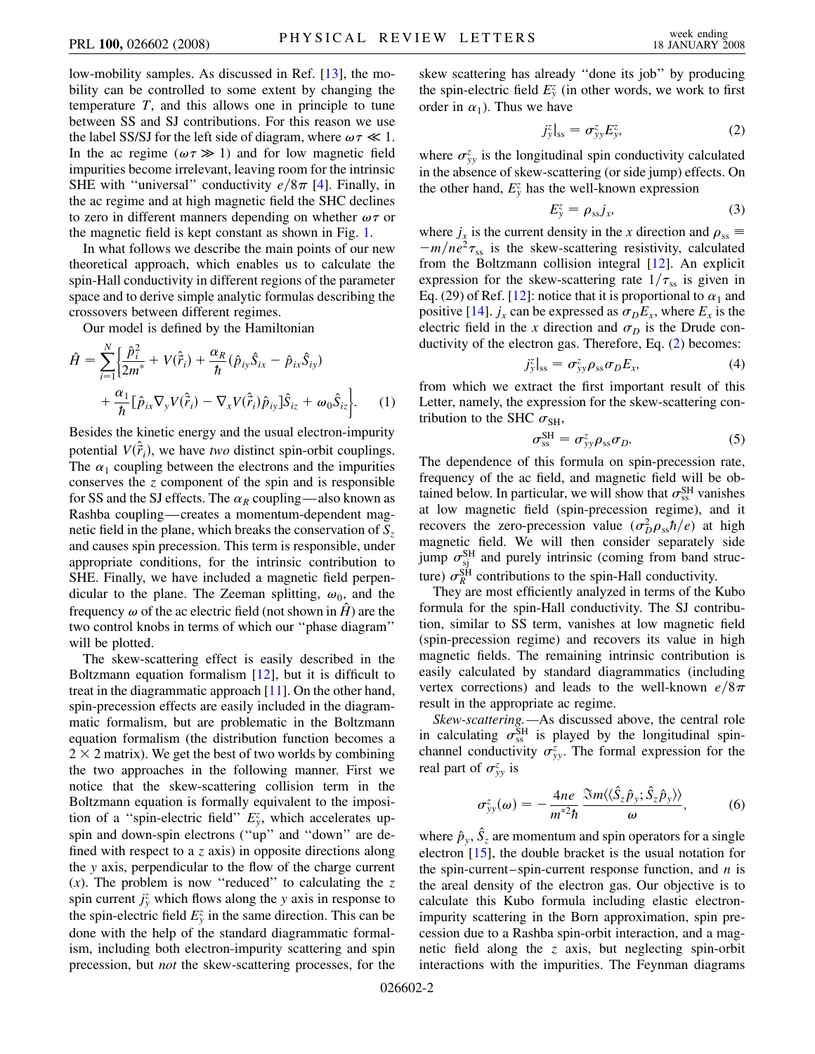low-mobility samples. As discussed in Ref. [13], the mobility can be controlled to some extent by changing the temperature $T$, and this allows one in principle to tune between SS and SJ contributions. For this reason we use the label SS/SJ for the left side of diagram, where $\omega\tau \ll 1$. In the ac regime ($\omega\tau \gg 1$) and for low magnetic field impurities become irrelevant, leaving room for the intrinsic SHE with "universal" conductivity $e/8\pi$ [4]. Finally, in the ac regime and at high magnetic field the SHC declines to zero in different manners depending on whether $\omega\tau$ or the magnetic field is kept constant as shown in Fig. 1.

In what follows we describe the main points of our new theoretical approach, which enables us to calculate the spin-Hall conductivity in different regions of the parameter space and to derive simple analytic formulas describing the crossovers between different regimes.

Our model is defined by the Hamiltonian

$$\hat{H} = \sum_{i=1}^{N}\bigg\{\frac{\hat{p}_i^2}{2m^*} + V(\hat{\vec{r}}_i) + \frac{\alpha_R}{\hbar}(\hat{p}_{iy}\hat{S}_{ix} - \hat{p}_{ix}\hat{S}_{iy}) + \frac{\alpha_1}{\hbar}[\hat{p}_{ix}\nabla_y V(\hat{\vec{r}}_i) - \nabla_x V(\hat{\vec{r}}_i)\hat{p}_{iy}]\hat{S}_{iz} + \omega_0\hat{S}_{iz}\bigg\}. \quad (1)$$

Besides the kinetic energy and the usual electron-impurity potential $V(\hat{\vec{r}}_i)$, we have *two* distinct spin-orbit couplings. The $\alpha_1$ coupling between the electrons and the impurities conserves the $z$ component of the spin and is responsible for SS and the SJ effects. The $\alpha_R$ coupling—also known as Rashba coupling—creates a momentum-dependent magnetic field in the plane, which breaks the conservation of $S_z$ and causes spin precession. This term is responsible, under appropriate conditions, for the intrinsic contribution to SHE. Finally, we have included a magnetic field perpendicular to the plane. The Zeeman splitting, $\omega_0$, and the frequency $\omega$ of the ac electric field (not shown in $\hat{H}$) are the two control knobs in terms of which our "phase diagram" will be plotted.

The skew-scattering effect is easily described in the Boltzmann equation formalism [12], but it is difficult to treat in the diagrammatic approach [11]. On the other hand, spin-precession effects are easily included in the diagrammatic formalism, but are problematic in the Boltzmann equation formalism (the distribution function becomes a $2\times 2$ matrix). We get the best of two worlds by combining the two approaches in the following manner. First we notice that the skew-scattering collision term in the Boltzmann equation is formally equivalent to the imposition of a "spin-electric field" $E_y^z$, which accelerates up-spin and down-spin electrons ("up" and "down" are defined with respect to a $z$ axis) in opposite directions along the $y$ axis, perpendicular to the flow of the charge current ($x$). The problem is now "reduced" to calculating the $z$ spin current $j_y^z$ which flows along the $y$ axis in response to the spin-electric field $E_y^z$ in the same direction. This can be done with the help of the standard diagrammatic formalism, including both electron-impurity scattering and spin precession, but *not* the skew-scattering processes, for the skew scattering has already "done its job" by producing the spin-electric field $E_y^z$ (in other words, we work to first order in $\alpha_1$). Thus we have

$$j_y^z|_{\rm ss} = \sigma_{yy}^z E_y^z, \quad (2)$$

where $\sigma_{yy}^z$ is the longitudinal spin conductivity calculated in the absence of skew-scattering (or side jump) effects. On the other hand, $E_y^z$ has the well-known expression

$$E_y^z = \rho_{\rm ss} j_x, \quad (3)$$

where $j_x$ is the current density in the $x$ direction and $\rho_{\rm ss} \equiv -m/ne^2\tau_{\rm ss}$ is the skew-scattering resistivity, calculated from the Boltzmann collision integral [12]. An explicit expression for the skew-scattering rate $1/\tau_{\rm ss}$ is given in Eq. (29) of Ref. [12]: notice that it is proportional to $\alpha_1$ and positive [14]. $j_x$ can be expressed as $\sigma_D E_x$, where $E_x$ is the electric field in the $x$ direction and $\sigma_D$ is the Drude conductivity of the electron gas. Therefore, Eq. (2) becomes:

$$j_y^z|_{\rm ss} = \sigma_{yy}^z \rho_{\rm ss}\sigma_D E_x, \quad (4)$$

from which we extract the first important result of this Letter, namely, the expression for the skew-scattering contribution to the SHC $\sigma_{\rm SH}$,

$$\sigma_{\rm ss}^{\rm SH} = \sigma_{yy}^z \rho_{\rm ss}\sigma_D. \quad (5)$$

The dependence of this formula on spin-precession rate, frequency of the ac field, and magnetic field will be obtained below. In particular, we will show that $\sigma_{\rm ss}^{\rm SH}$ vanishes at low magnetic field (spin-precession regime), and it recovers the zero-precession value ($\sigma_D^2\rho_{\rm ss}\hbar/e$) at high magnetic field. We will then consider separately side jump $\sigma_{\rm sj}^{\rm SH}$ and purely intrinsic (coming from band structure) $\sigma_R^{\rm SH}$ contributions to the spin-Hall conductivity.

They are most efficiently analyzed in terms of the Kubo formula for the spin-Hall conductivity. The SJ contribution, similar to SS term, vanishes at low magnetic field (spin-precession regime) and recovers its value in high magnetic fields. The remaining intrinsic contribution is easily calculated by standard diagrammatics (including vertex corrections) and leads to the well-known $e/8\pi$ result in the appropriate ac regime.

*Skew-scattering.*—As discussed above, the central role in calculating $\sigma_{\rm ss}^{\rm SH}$ is played by the longitudinal spin-channel conductivity $\sigma_{yy}^z$. The formal expression for the real part of $\sigma_{yy}^z$ is

$$\sigma_{yy}^z(\omega) = -\frac{4ne}{m^{*2}\hbar}\frac{\Im m\langle\langle \hat{S}_z\hat{p}_y;\hat{S}_z\hat{p}_y\rangle\rangle}{\omega}, \quad (6)$$

where $\hat{p}_y, \hat{S}_z$ are momentum and spin operators for a single electron [15], the double bracket is the usual notation for the spin-current–spin-current response function, and $n$ is the areal density of the electron gas. Our objective is to calculate this Kubo formula including elastic electron-impurity scattering in the Born approximation, spin precession due to a Rashba spin-orbit interaction, and a magnetic field along the $z$ axis, but neglecting spin-orbit interactions with the impurities. The Feynman diagrams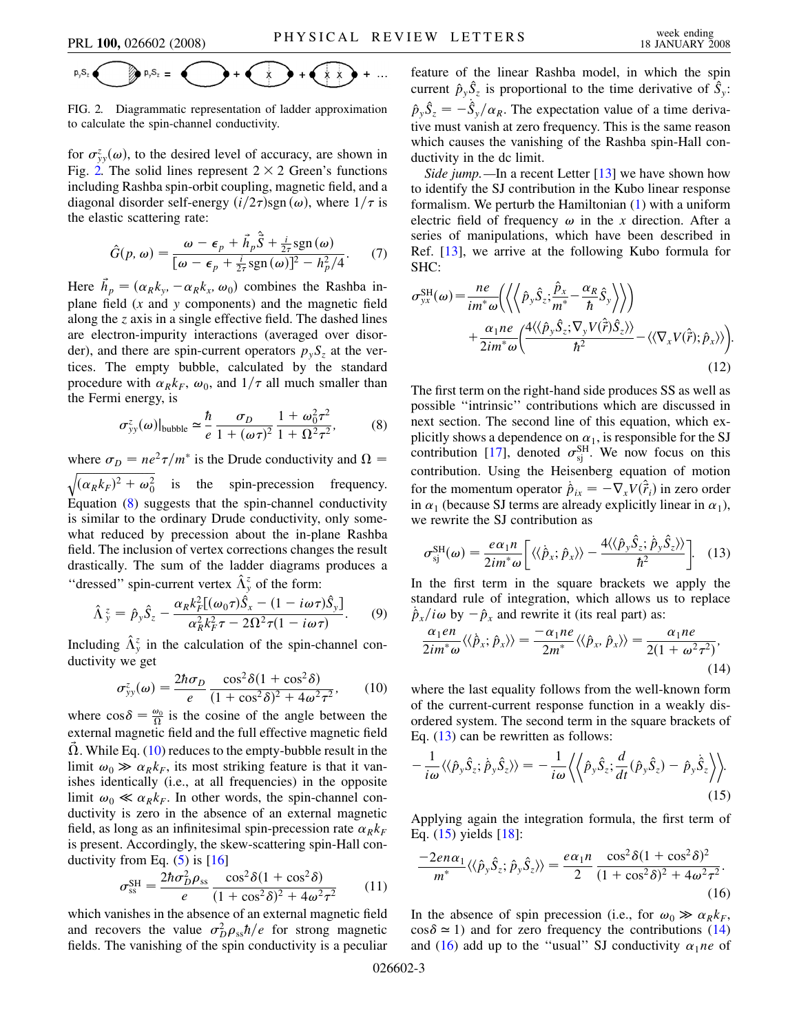FIG. 2. Diagrammatic representation of ladder approximation to calculate the spin-channel conductivity.

for $\sigma^z_{yy}(\omega)$, to the desired level of accuracy, are shown in Fig. 2. The solid lines represent $2\times 2$ Green's functions including Rashba spin-orbit coupling, magnetic field, and a diagonal disorder self-energy $(i/2\tau)\mathrm{sgn}(\omega)$, where $1/\tau$ is the elastic scattering rate:

$$\hat{G}(p,\omega) = \frac{\omega - \epsilon_p + \vec{h}_p \hat{\vec{S}} + \frac{i}{2\tau}\mathrm{sgn}(\omega)}{[\omega - \epsilon_p + \frac{i}{2\tau}\mathrm{sgn}(\omega)]^2 - h_p^2/4}. \qquad (7)$$

Here $\vec{h}_p = (\alpha_R k_y, -\alpha_R k_x, \omega_0)$ combines the Rashba in-plane field ($x$ and $y$ components) and the magnetic field along the $z$ axis in a single effective field. The dashed lines are electron-impurity interactions (averaged over disorder), and there are spin-current operators $p_y S_z$ at the vertices. The empty bubble, calculated by the standard procedure with $\alpha_R k_F$, $\omega_0$, and $1/\tau$ all much smaller than the Fermi energy, is

$$\sigma^z_{yy}(\omega)|_{\mathrm{bubble}} \simeq \frac{\hbar}{e}\frac{\sigma_D}{1+(\omega\tau)^2}\frac{1+\omega_0^2\tau^2}{1+\Omega^2\tau^2}, \qquad (8)$$

where $\sigma_D = ne^2\tau/m^*$ is the Drude conductivity and $\Omega = \sqrt{(\alpha_R k_F)^2 + \omega_0^2}$ is the spin-precession frequency. Equation (8) suggests that the spin-channel conductivity is similar to the ordinary Drude conductivity, only somewhat reduced by precession about the in-plane Rashba field. The inclusion of vertex corrections changes the result drastically. The sum of the ladder diagrams produces a "dressed" spin-current vertex $\hat{\Lambda}^z_y$ of the form:

$$\hat{\Lambda}^z_y = \hat{p}_y\hat{S}_z - \frac{\alpha_R k_F^2[(\omega_0\tau)\hat{S}_x - (1-i\omega\tau)\hat{S}_y]}{\alpha_R^2 k_F^2\tau - 2\Omega^2\tau(1-i\omega\tau)}. \qquad (9)$$

Including $\hat{\Lambda}^z_y$ in the calculation of the spin-channel conductivity we get

$$\sigma^z_{yy}(\omega) = \frac{2\hbar\sigma_D}{e}\frac{\cos^2\delta(1+\cos^2\delta)}{(1+\cos^2\delta)^2 + 4\omega^2\tau^2}, \qquad (10)$$

where $\cos\delta = \frac{\omega_0}{\Omega}$ is the cosine of the angle between the external magnetic field and the full effective magnetic field $\vec{\Omega}$. While Eq. (10) reduces to the empty-bubble result in the limit $\omega_0 \gg \alpha_R k_F$, its most striking feature is that it vanishes identically (i.e., at all frequencies) in the opposite limit $\omega_0 \ll \alpha_R k_F$. In other words, the spin-channel conductivity is zero in the absence of an external magnetic field, as long as an infinitesimal spin-precession rate $\alpha_R k_F$ is present. Accordingly, the skew-scattering spin-Hall conductivity from Eq. (5) is [16]

$$\sigma^{\mathrm{SH}}_{\mathrm{ss}} = \frac{2\hbar\sigma_D^2\rho_{\mathrm{ss}}}{e}\frac{\cos^2\delta(1+\cos^2\delta)}{(1+\cos^2\delta)^2+4\omega^2\tau^2} \qquad (11)$$

which vanishes in the absence of an external magnetic field and recovers the value $\sigma_D^2\rho_{\mathrm{ss}}\hbar/e$ for strong magnetic fields. The vanishing of the spin conductivity is a peculiar feature of the linear Rashba model, in which the spin current $\hat{p}_y\hat{S}_z$ is proportional to the time derivative of $\hat{S}_y$: $\hat{p}_y\hat{S}_z = -\dot{\hat{S}}_y/\alpha_R$. The expectation value of a time derivative must vanish at zero frequency. This is the same reason which causes the vanishing of the Rashba spin-Hall conductivity in the dc limit.

*Side jump.*—In a recent Letter [13] we have shown how to identify the SJ contribution in the Kubo linear response formalism. We perturb the Hamiltonian (1) with a uniform electric field of frequency $\omega$ in the $x$ direction. After a series of manipulations, which have been described in Ref. [13], we arrive at the following Kubo formula for SHC:

$$\sigma^{\mathrm{SH}}_{yx}(\omega) = \frac{ne}{im^*\omega}\left\langle\left\langle \hat{p}_y\hat{S}_z; \frac{\hat{p}_x}{m^*} - \frac{\alpha_R}{\hbar}\hat{S}_y\right\rangle\right\rangle + \frac{\alpha_1 ne}{2im^*\omega}\left(\frac{4\langle\langle \hat{p}_y\hat{S}_z; \nabla_y V(\hat{\vec{r}})\hat{S}_z\rangle\rangle}{\hbar^2} - \langle\langle \nabla_x V(\hat{\vec{r}}); \hat{p}_x\rangle\rangle\right). \qquad (12)$$

The first term on the right-hand side produces SS as well as possible "intrinsic" contributions which are discussed in next section. The second line of this equation, which explicitly shows a dependence on $\alpha_1$, is responsible for the SJ contribution [17], denoted $\sigma^{\mathrm{SH}}_{\mathrm{sj}}$. We now focus on this contribution. Using the Heisenberg equation of motion for the momentum operator $\dot{\hat{p}}_{ix} = -\nabla_x V(\hat{\vec{r}}_i)$ in zero order in $\alpha_1$ (because SJ terms are already explicitly linear in $\alpha_1$), we rewrite the SJ contribution as

$$\sigma^{\mathrm{SH}}_{\mathrm{sj}}(\omega) = \frac{e\alpha_1 n}{2im^*\omega}\left[\langle\langle \dot{\hat{p}}_x; \hat{p}_x\rangle\rangle - \frac{4\langle\langle \hat{p}_y\hat{S}_z; \dot{\hat{p}}_y\hat{S}_z\rangle\rangle}{\hbar^2}\right]. \qquad (13)$$

In the first term in the square brackets we apply the standard rule of integration, which allows us to replace $\dot{\hat{p}}_x/i\omega$ by $-\hat{p}_x$ and rewrite it (its real part) as:

$$\frac{\alpha_1 en}{2im^*\omega}\langle\langle \dot{\hat{p}}_x; \hat{p}_x\rangle\rangle = \frac{-\alpha_1 ne}{2m^*}\langle\langle \hat{p}_x, \hat{p}_x\rangle\rangle = \frac{\alpha_1 ne}{2(1+\omega^2\tau^2)}, \qquad (14)$$

where the last equality follows from the well-known form of the current-current response function in a weakly disordered system. The second term in the square brackets of Eq. (13) can be rewritten as follows:

$$-\frac{1}{i\omega}\langle\langle \hat{p}_y\hat{S}_z; \dot{\hat{p}}_y\hat{S}_z\rangle\rangle = -\frac{1}{i\omega}\left\langle\left\langle \hat{p}_y\hat{S}_z; \frac{d}{dt}(\hat{p}_y\hat{S}_z) - \hat{p}_y\dot{\hat{S}}_z\right\rangle\right\rangle. \qquad (15)$$

Applying again the integration formula, the first term of Eq. (15) yields [18]:

$$\frac{-2en\alpha_1}{m^*}\langle\langle \hat{p}_y\hat{S}_z; \hat{p}_y\hat{S}_z\rangle\rangle = \frac{e\alpha_1 n}{2}\frac{\cos^2\delta(1+\cos^2\delta)^2}{(1+\cos^2\delta)^2+4\omega^2\tau^2}. \qquad (16)$$

In the absence of spin precession (i.e., for $\omega_0 \gg \alpha_R k_F$, $\cos\delta \simeq 1$) and for zero frequency the contributions (14) and (16) add up to the "usual" SJ conductivity $\alpha_1 ne$ of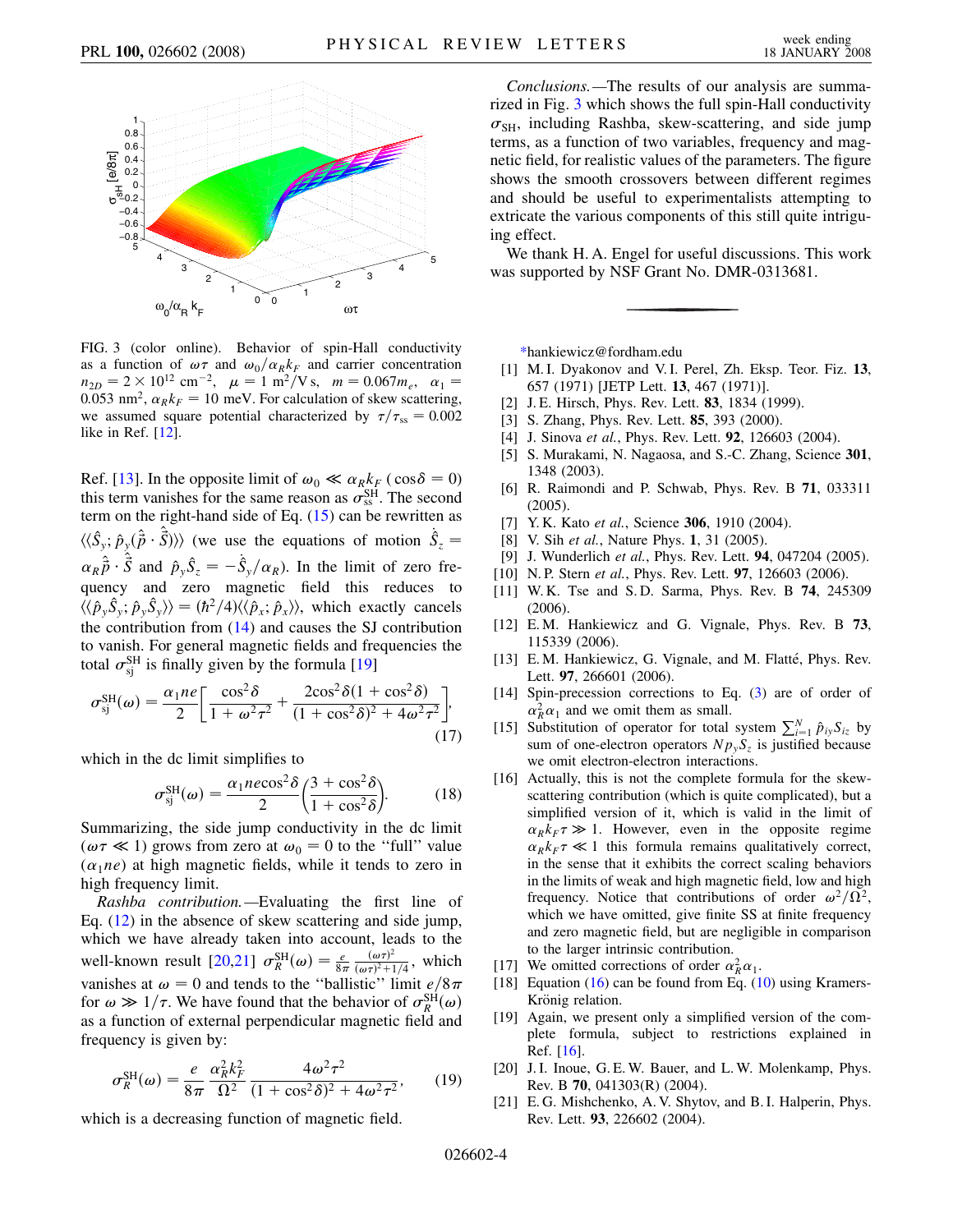1
0.8
0.6
0.4
0.2
0
−0.2
−0.4
−0.6
−0.8

$\sigma_{sH}$ [e/8π]

5
4
3
2
1
0

$\omega_0/\alpha_R\, k_F$

0
1
2
3
4
5

ωτ

FIG. 3 (color online). Behavior of spin-Hall conductivity as a function of $\omega\tau$ and $\omega_0/\alpha_R k_F$ and carrier concentration $n_{2D} = 2\times 10^{12}$ cm$^{-2}$, $\mu = 1$ m$^2$/V s, $m = 0.067 m_e$, $\alpha_1 = 0.053$ nm$^2$, $\alpha_R k_F = 10$ meV. For calculation of skew scattering, we assumed square potential characterized by $\tau/\tau_{ss} = 0.002$ like in Ref. [12].

Ref. [13]. In the opposite limit of $\omega_0 \ll \alpha_R k_F$ ($\cos\delta = 0$) this term vanishes for the same reason as $\sigma_{ss}^{SH}$. The second term on the right-hand side of Eq. (15) can be rewritten as $\langle\langle \hat{\dot{S}}_y; \hat{p}_y(\hat{\vec{p}}\cdot\hat{\vec{S}})\rangle\rangle$ (we use the equations of motion $\hat{\dot{S}}_z = \alpha_R \hat{\vec{p}}\cdot\hat{\vec{S}}$ and $\hat{p}_y\hat{S}_z = -\hat{\dot{S}}_y/\alpha_R$). In the limit of zero frequency and zero magnetic field this reduces to $\langle\langle \hat{p}_y\hat{S}_y; \hat{p}_y\hat{S}_y\rangle\rangle = (\hbar^2/4)\langle\langle \hat{p}_x; \hat{p}_x\rangle\rangle$, which exactly cancels the contribution from (14) and causes the SJ contribution to vanish. For general magnetic fields and frequencies the total $\sigma_{sj}^{SH}$ is finally given by the formula [19]

$$\sigma_{sj}^{SH}(\omega) = \frac{\alpha_1 ne}{2}\left[\frac{\cos^2\delta}{1+\omega^2\tau^2} + \frac{2\cos^2\delta(1+\cos^2\delta)}{(1+\cos^2\delta)^2 + 4\omega^2\tau^2}\right], \tag{17}$$

which in the dc limit simplifies to

$$\sigma_{sj}^{SH}(\omega) = \frac{\alpha_1 ne\cos^2\delta}{2}\left(\frac{3+\cos^2\delta}{1+\cos^2\delta}\right). \tag{18}$$

Summarizing, the side jump conductivity in the dc limit ($\omega\tau \ll 1$) grows from zero at $\omega_0 = 0$ to the "full" value ($\alpha_1 ne$) at high magnetic fields, while it tends to zero in high frequency limit.

*Rashba contribution.*—Evaluating the first line of Eq. (12) in the absence of skew scattering and side jump, which we have already taken into account, leads to the well-known result [20,21] $\sigma_R^{SH}(\omega) = \frac{e}{8\pi}\frac{(\omega\tau)^2}{(\omega\tau)^2+1/4}$, which vanishes at $\omega = 0$ and tends to the "ballistic" limit $e/8\pi$ for $\omega \gg 1/\tau$. We have found that the behavior of $\sigma_R^{SH}(\omega)$ as a function of external perpendicular magnetic field and frequency is given by:

$$\sigma_R^{SH}(\omega) = \frac{e}{8\pi}\frac{\alpha_R^2 k_F^2}{\Omega^2}\frac{4\omega^2\tau^2}{(1+\cos^2\delta)^2 + 4\omega^2\tau^2}, \tag{19}$$

which is a decreasing function of magnetic field.

*Conclusions.*—The results of our analysis are summarized in Fig. 3 which shows the full spin-Hall conductivity $\sigma_{SH}$, including Rashba, skew-scattering, and side jump terms, as a function of two variables, frequency and magnetic field, for realistic values of the parameters. The figure shows the smooth crossovers between different regimes and should be useful to experimentalists attempting to extricate the various components of this still quite intriguing effect.

We thank H. A. Engel for useful discussions. This work was supported by NSF Grant No. DMR-0313681.

*hankiewicz@fordham.edu

[1] M. I. Dyakonov and V. I. Perel, Zh. Eksp. Teor. Fiz. **13**, 657 (1971) [JETP Lett. **13**, 467 (1971)].
[2] J. E. Hirsch, Phys. Rev. Lett. **83**, 1834 (1999).
[3] S. Zhang, Phys. Rev. Lett. **85**, 393 (2000).
[4] J. Sinova *et al.*, Phys. Rev. Lett. **92**, 126603 (2004).
[5] S. Murakami, N. Nagaosa, and S.-C. Zhang, Science **301**, 1348 (2003).
[6] R. Raimondi and P. Schwab, Phys. Rev. B **71**, 033311 (2005).
[7] Y. K. Kato *et al.*, Science **306**, 1910 (2004).
[8] V. Sih *et al.*, Nature Phys. **1**, 31 (2005).
[9] J. Wunderlich *et al.*, Phys. Rev. Lett. **94**, 047204 (2005).
[10] N. P. Stern *et al.*, Phys. Rev. Lett. **97**, 126603 (2006).
[11] W. K. Tse and S. D. Sarma, Phys. Rev. B **74**, 245309 (2006).
[12] E. M. Hankiewicz and G. Vignale, Phys. Rev. B **73**, 115339 (2006).
[13] E. M. Hankiewicz, G. Vignale, and M. Flatté, Phys. Rev. Lett. **97**, 266601 (2006).
[14] Spin-precession corrections to Eq. (3) are of order of $\alpha_R^2\alpha_1$ and we omit them as small.
[15] Substitution of operator for total system $\sum_{i=1}^N \hat{p}_{iy}S_{iz}$ by sum of one-electron operators $Np_yS_z$ is justified because we omit electron-electron interactions.
[16] Actually, this is not the complete formula for the skew-scattering contribution (which is quite complicated), but a simplified version of it, which is valid in the limit of $\alpha_R k_F\tau \gg 1$. However, even in the opposite regime $\alpha_R k_F\tau \ll 1$ this formula remains qualitatively correct, in the sense that it exhibits the correct scaling behaviors in the limits of weak and high magnetic field, low and high frequency. Notice that contributions of order $\omega^2/\Omega^2$, which we have omitted, give finite SS at finite frequency and zero magnetic field, but are negligible in comparison to the larger intrinsic contribution.
[17] We omitted corrections of order $\alpha_R^2\alpha_1$.
[18] Equation (16) can be found from Eq. (10) using Kramers-Krönig relation.
[19] Again, we present only a simplified version of the complete formula, subject to restrictions explained in Ref. [16].
[20] J. I. Inoue, G. E. W. Bauer, and L. W. Molenkamp, Phys. Rev. B **70**, 041303(R) (2004).
[21] E. G. Mishchenko, A. V. Shytov, and B. I. Halperin, Phys. Rev. Lett. **93**, 226602 (2004).